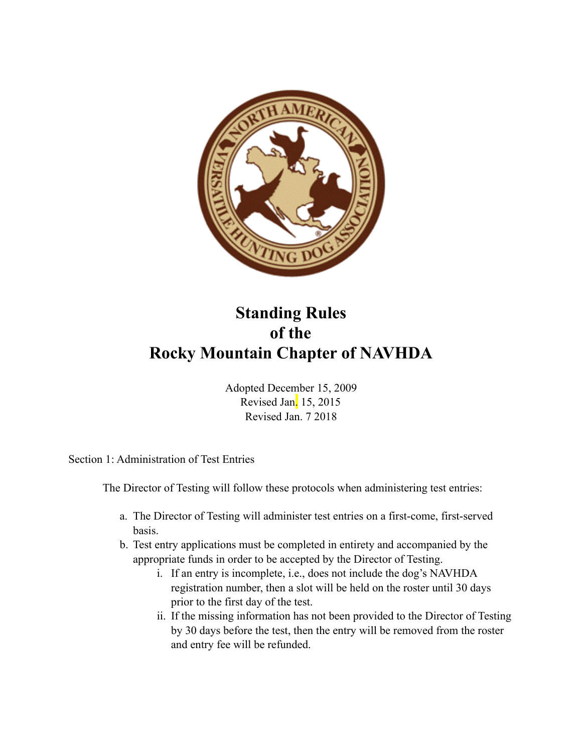# Standing Rules of the Rocky Mountain Chapter of NAVHDA

Adopted December 15, 2009
Revised Jan. 15, 2015
Revised Jan. 7 2018

Section 1: Administration of Test Entries

The Director of Testing will follow these protocols when administering test entries:

a. The Director of Testing will administer test entries on a first-come, first-served basis.
b. Test entry applications must be completed in entirety and accompanied by the appropriate funds in order to be accepted by the Director of Testing.
    i. If an entry is incomplete, i.e., does not include the dog's NAVHDA registration number, then a slot will be held on the roster until 30 days prior to the first day of the test.
    ii. If the missing information has not been provided to the Director of Testing by 30 days before the test, then the entry will be removed from the roster and entry fee will be refunded.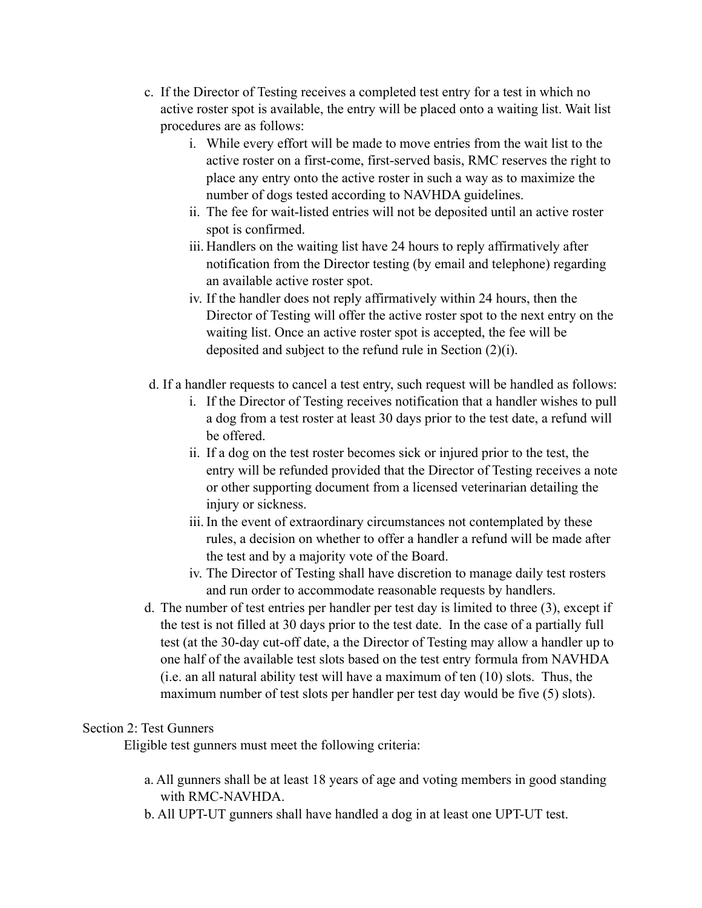c. If the Director of Testing receives a completed test entry for a test in which no active roster spot is available, the entry will be placed onto a waiting list. Wait list procedures are as follows:
   i. While every effort will be made to move entries from the wait list to the active roster on a first-come, first-served basis, RMC reserves the right to place any entry onto the active roster in such a way as to maximize the number of dogs tested according to NAVHDA guidelines.
   ii. The fee for wait-listed entries will not be deposited until an active roster spot is confirmed.
   iii. Handlers on the waiting list have 24 hours to reply affirmatively after notification from the Director testing (by email and telephone) regarding an available active roster spot.
   iv. If the handler does not reply affirmatively within 24 hours, then the Director of Testing will offer the active roster spot to the next entry on the waiting list. Once an active roster spot is accepted, the fee will be deposited and subject to the refund rule in Section (2)(i).

d. If a handler requests to cancel a test entry, such request will be handled as follows:
   i. If the Director of Testing receives notification that a handler wishes to pull a dog from a test roster at least 30 days prior to the test date, a refund will be offered.
   ii. If a dog on the test roster becomes sick or injured prior to the test, the entry will be refunded provided that the Director of Testing receives a note or other supporting document from a licensed veterinarian detailing the injury or sickness.
   iii. In the event of extraordinary circumstances not contemplated by these rules, a decision on whether to offer a handler a refund will be made after the test and by a majority vote of the Board.
   iv. The Director of Testing shall have discretion to manage daily test rosters and run order to accommodate reasonable requests by handlers.

d. The number of test entries per handler per test day is limited to three (3), except if the test is not filled at 30 days prior to the test date. In the case of a partially full test (at the 30-day cut-off date, a the Director of Testing may allow a handler up to one half of the available test slots based on the test entry formula from NAVHDA (i.e. an all natural ability test will have a maximum of ten (10) slots. Thus, the maximum number of test slots per handler per test day would be five (5) slots).

Section 2: Test Gunners

Eligible test gunners must meet the following criteria:

a. All gunners shall be at least 18 years of age and voting members in good standing with RMC-NAVHDA.

b. All UPT-UT gunners shall have handled a dog in at least one UPT-UT test.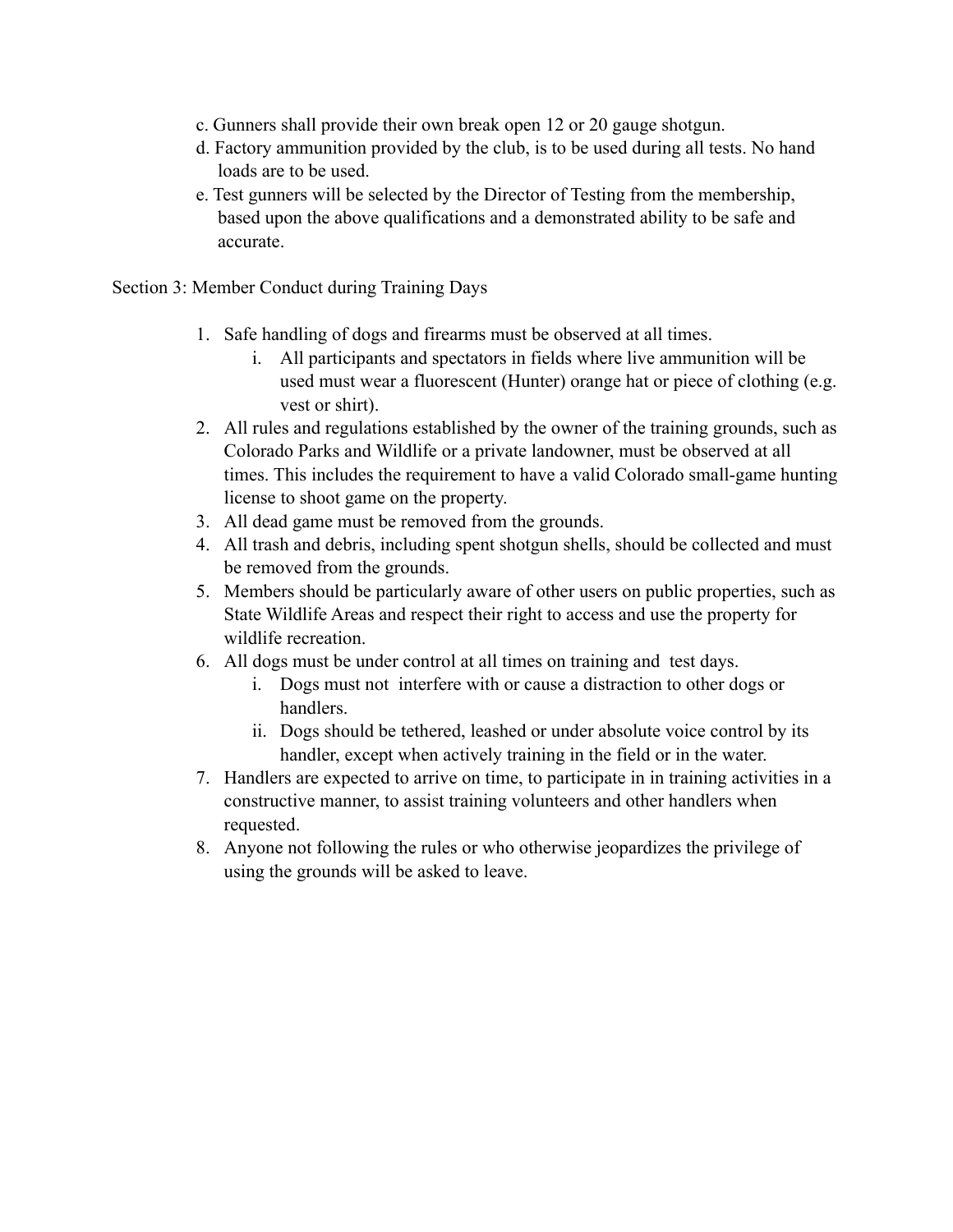c. Gunners shall provide their own break open 12 or 20 gauge shotgun.

d. Factory ammunition provided by the club, is to be used during all tests. No hand loads are to be used.

e. Test gunners will be selected by the Director of Testing from the membership, based upon the above qualifications and a demonstrated ability to be safe and accurate.

Section 3: Member Conduct during Training Days

1. Safe handling of dogs and firearms must be observed at all times.
    i. All participants and spectators in fields where live ammunition will be used must wear a fluorescent (Hunter) orange hat or piece of clothing (e.g. vest or shirt).
2. All rules and regulations established by the owner of the training grounds, such as Colorado Parks and Wildlife or a private landowner, must be observed at all times. This includes the requirement to have a valid Colorado small-game hunting license to shoot game on the property.
3. All dead game must be removed from the grounds.
4. All trash and debris, including spent shotgun shells, should be collected and must be removed from the grounds.
5. Members should be particularly aware of other users on public properties, such as State Wildlife Areas and respect their right to access and use the property for wildlife recreation.
6. All dogs must be under control at all times on training and test days.
    i. Dogs must not interfere with or cause a distraction to other dogs or handlers.
    ii. Dogs should be tethered, leashed or under absolute voice control by its handler, except when actively training in the field or in the water.
7. Handlers are expected to arrive on time, to participate in in training activities in a constructive manner, to assist training volunteers and other handlers when requested.
8. Anyone not following the rules or who otherwise jeopardizes the privilege of using the grounds will be asked to leave.